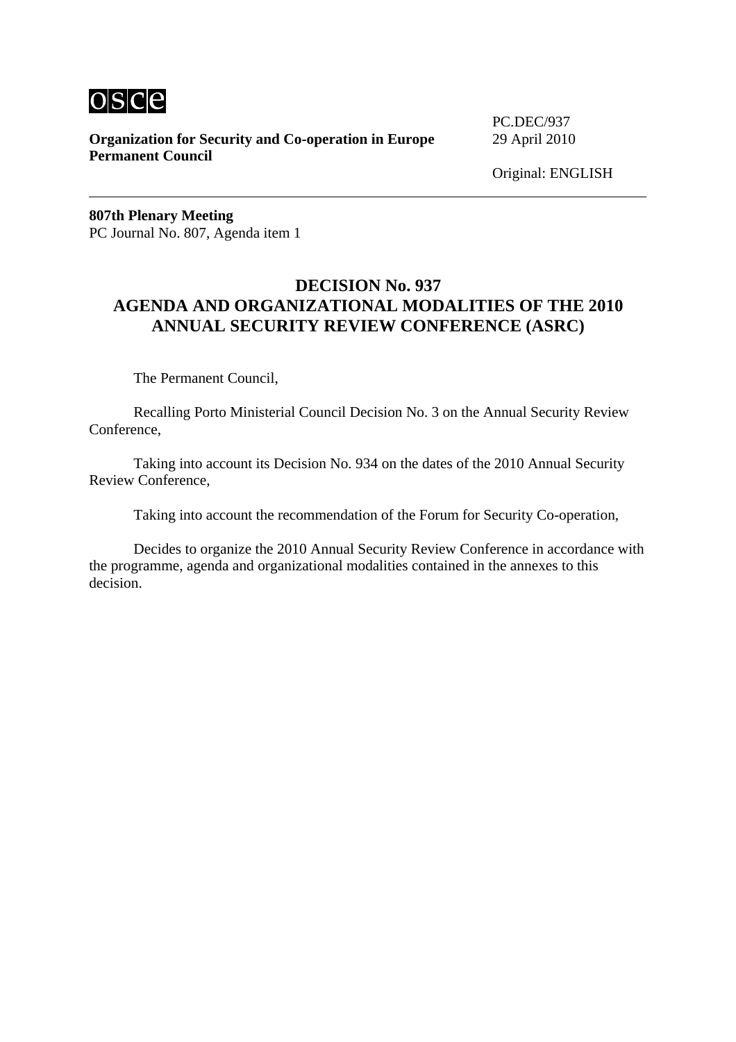osce

**Organization for Security and Co-operation in Europe**
**Permanent Council**

PC.DEC/937
29 April 2010

Original: ENGLISH

---

**807th Plenary Meeting**
PC Journal No. 807, Agenda item 1

## DECISION No. 937
## AGENDA AND ORGANIZATIONAL MODALITIES OF THE 2010 ANNUAL SECURITY REVIEW CONFERENCE (ASRC)

The Permanent Council,

Recalling Porto Ministerial Council Decision No. 3 on the Annual Security Review Conference,

Taking into account its Decision No. 934 on the dates of the 2010 Annual Security Review Conference,

Taking into account the recommendation of the Forum for Security Co-operation,

Decides to organize the 2010 Annual Security Review Conference in accordance with the programme, agenda and organizational modalities contained in the annexes to this decision.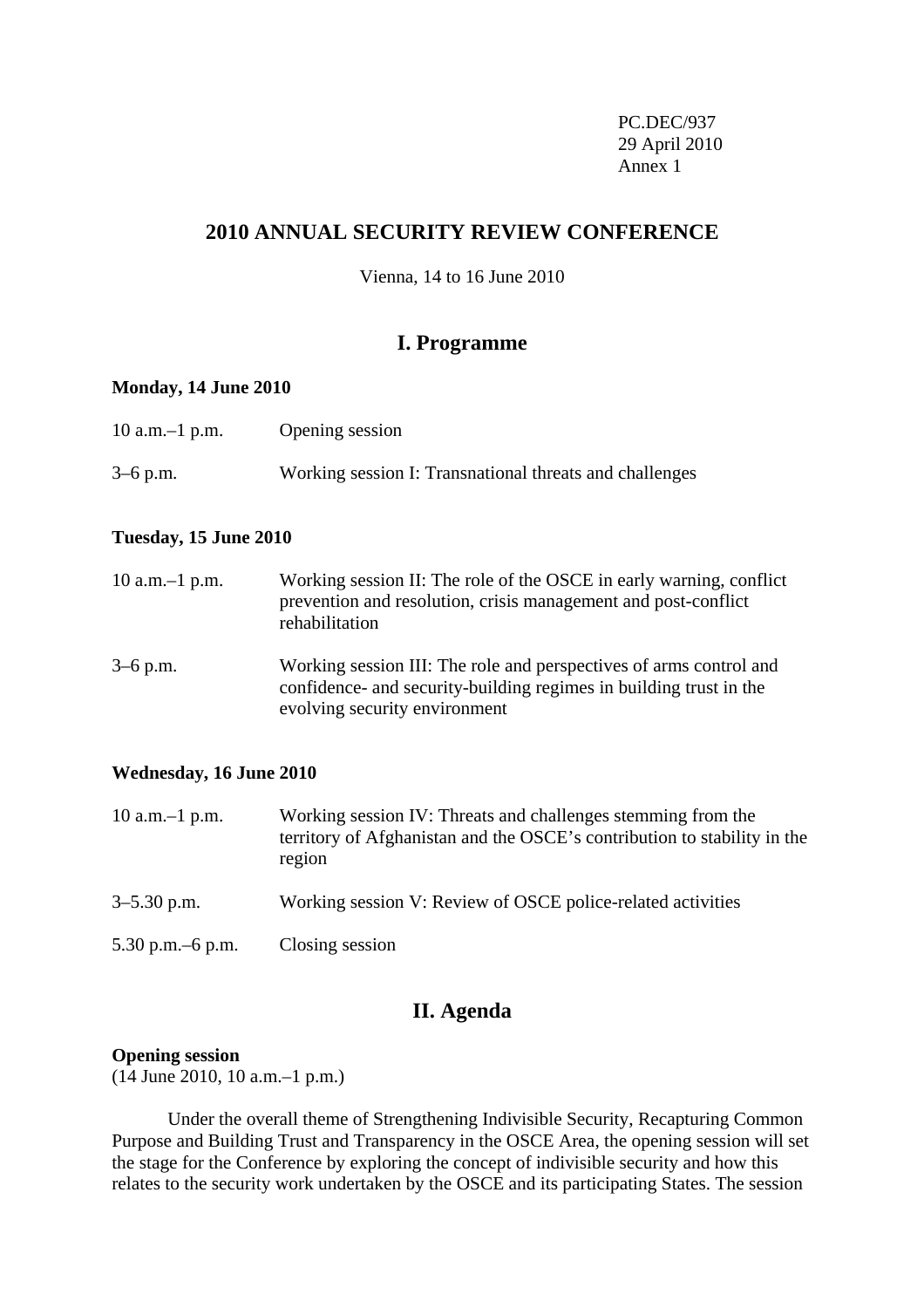PC.DEC/937
29 April 2010
Annex 1

## 2010 ANNUAL SECURITY REVIEW CONFERENCE

Vienna, 14 to 16 June 2010

## I. Programme

**Monday, 14 June 2010**

| | |
|---|---|
| 10 a.m.–1 p.m. | Opening session |
| 3–6 p.m. | Working session I: Transnational threats and challenges |

**Tuesday, 15 June 2010**

| | |
|---|---|
| 10 a.m.–1 p.m. | Working session II: The role of the OSCE in early warning, conflict prevention and resolution, crisis management and post-conflict rehabilitation |
| 3–6 p.m. | Working session III: The role and perspectives of arms control and confidence- and security-building regimes in building trust in the evolving security environment |

**Wednesday, 16 June 2010**

| | |
|---|---|
| 10 a.m.–1 p.m. | Working session IV: Threats and challenges stemming from the territory of Afghanistan and the OSCE's contribution to stability in the region |
| 3–5.30 p.m. | Working session V: Review of OSCE police-related activities |
| 5.30 p.m.–6 p.m. | Closing session |

## II. Agenda

**Opening session**
(14 June 2010, 10 a.m.–1 p.m.)

Under the overall theme of Strengthening Indivisible Security, Recapturing Common Purpose and Building Trust and Transparency in the OSCE Area, the opening session will set the stage for the Conference by exploring the concept of indivisible security and how this relates to the security work undertaken by the OSCE and its participating States. The session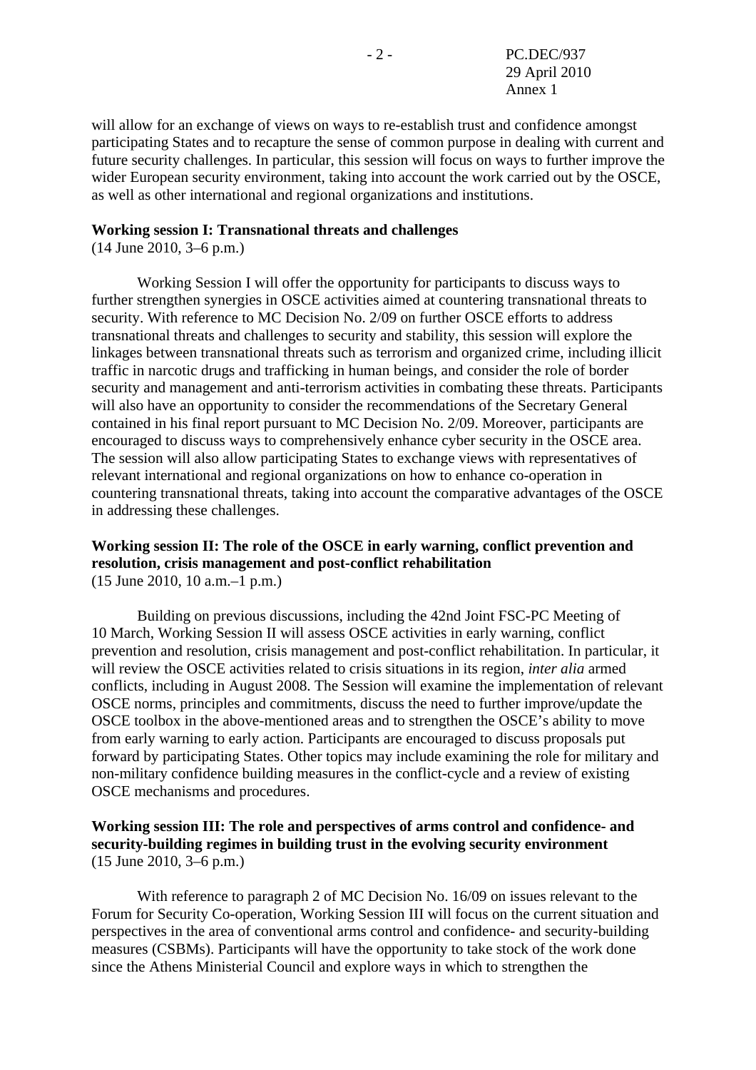will allow for an exchange of views on ways to re-establish trust and confidence amongst participating States and to recapture the sense of common purpose in dealing with current and future security challenges. In particular, this session will focus on ways to further improve the wider European security environment, taking into account the work carried out by the OSCE, as well as other international and regional organizations and institutions.

**Working session I: Transnational threats and challenges**
(14 June 2010, 3–6 p.m.)

Working Session I will offer the opportunity for participants to discuss ways to further strengthen synergies in OSCE activities aimed at countering transnational threats to security. With reference to MC Decision No. 2/09 on further OSCE efforts to address transnational threats and challenges to security and stability, this session will explore the linkages between transnational threats such as terrorism and organized crime, including illicit traffic in narcotic drugs and trafficking in human beings, and consider the role of border security and management and anti-terrorism activities in combating these threats. Participants will also have an opportunity to consider the recommendations of the Secretary General contained in his final report pursuant to MC Decision No. 2/09. Moreover, participants are encouraged to discuss ways to comprehensively enhance cyber security in the OSCE area. The session will also allow participating States to exchange views with representatives of relevant international and regional organizations on how to enhance co-operation in countering transnational threats, taking into account the comparative advantages of the OSCE in addressing these challenges.

**Working session II: The role of the OSCE in early warning, conflict prevention and resolution, crisis management and post-conflict rehabilitation**
(15 June 2010, 10 a.m.–1 p.m.)

Building on previous discussions, including the 42nd Joint FSC-PC Meeting of 10 March, Working Session II will assess OSCE activities in early warning, conflict prevention and resolution, crisis management and post-conflict rehabilitation. In particular, it will review the OSCE activities related to crisis situations in its region, *inter alia* armed conflicts, including in August 2008. The Session will examine the implementation of relevant OSCE norms, principles and commitments, discuss the need to further improve/update the OSCE toolbox in the above-mentioned areas and to strengthen the OSCE's ability to move from early warning to early action. Participants are encouraged to discuss proposals put forward by participating States. Other topics may include examining the role for military and non-military confidence building measures in the conflict-cycle and a review of existing OSCE mechanisms and procedures.

**Working session III: The role and perspectives of arms control and confidence- and security-building regimes in building trust in the evolving security environment**
(15 June 2010, 3–6 p.m.)

With reference to paragraph 2 of MC Decision No. 16/09 on issues relevant to the Forum for Security Co-operation, Working Session III will focus on the current situation and perspectives in the area of conventional arms control and confidence- and security-building measures (CSBMs). Participants will have the opportunity to take stock of the work done since the Athens Ministerial Council and explore ways in which to strengthen the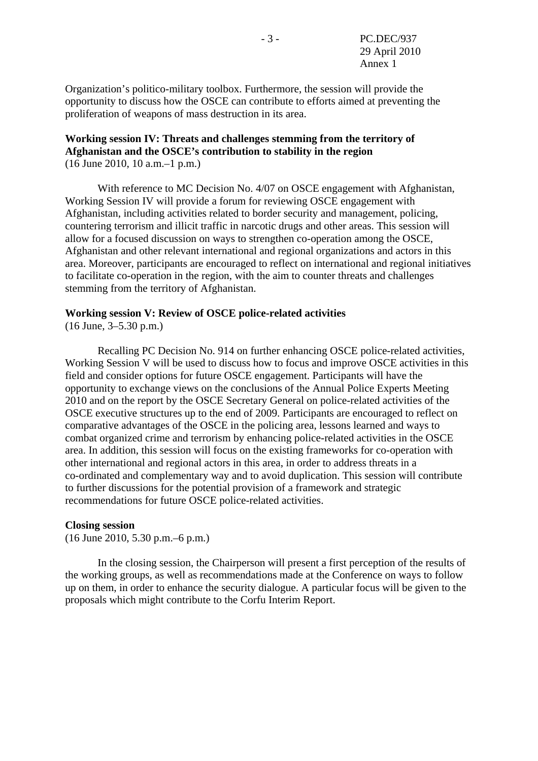Organization's politico-military toolbox. Furthermore, the session will provide the opportunity to discuss how the OSCE can contribute to efforts aimed at preventing the proliferation of weapons of mass destruction in its area.

**Working session IV: Threats and challenges stemming from the territory of Afghanistan and the OSCE's contribution to stability in the region**
(16 June 2010, 10 a.m.–1 p.m.)

With reference to MC Decision No. 4/07 on OSCE engagement with Afghanistan, Working Session IV will provide a forum for reviewing OSCE engagement with Afghanistan, including activities related to border security and management, policing, countering terrorism and illicit traffic in narcotic drugs and other areas. This session will allow for a focused discussion on ways to strengthen co-operation among the OSCE, Afghanistan and other relevant international and regional organizations and actors in this area. Moreover, participants are encouraged to reflect on international and regional initiatives to facilitate co-operation in the region, with the aim to counter threats and challenges stemming from the territory of Afghanistan.

**Working session V: Review of OSCE police-related activities**
(16 June, 3–5.30 p.m.)

Recalling PC Decision No. 914 on further enhancing OSCE police-related activities, Working Session V will be used to discuss how to focus and improve OSCE activities in this field and consider options for future OSCE engagement. Participants will have the opportunity to exchange views on the conclusions of the Annual Police Experts Meeting 2010 and on the report by the OSCE Secretary General on police-related activities of the OSCE executive structures up to the end of 2009. Participants are encouraged to reflect on comparative advantages of the OSCE in the policing area, lessons learned and ways to combat organized crime and terrorism by enhancing police-related activities in the OSCE area. In addition, this session will focus on the existing frameworks for co-operation with other international and regional actors in this area, in order to address threats in a co-ordinated and complementary way and to avoid duplication. This session will contribute to further discussions for the potential provision of a framework and strategic recommendations for future OSCE police-related activities.

**Closing session**
(16 June 2010, 5.30 p.m.–6 p.m.)

In the closing session, the Chairperson will present a first perception of the results of the working groups, as well as recommendations made at the Conference on ways to follow up on them, in order to enhance the security dialogue. A particular focus will be given to the proposals which might contribute to the Corfu Interim Report.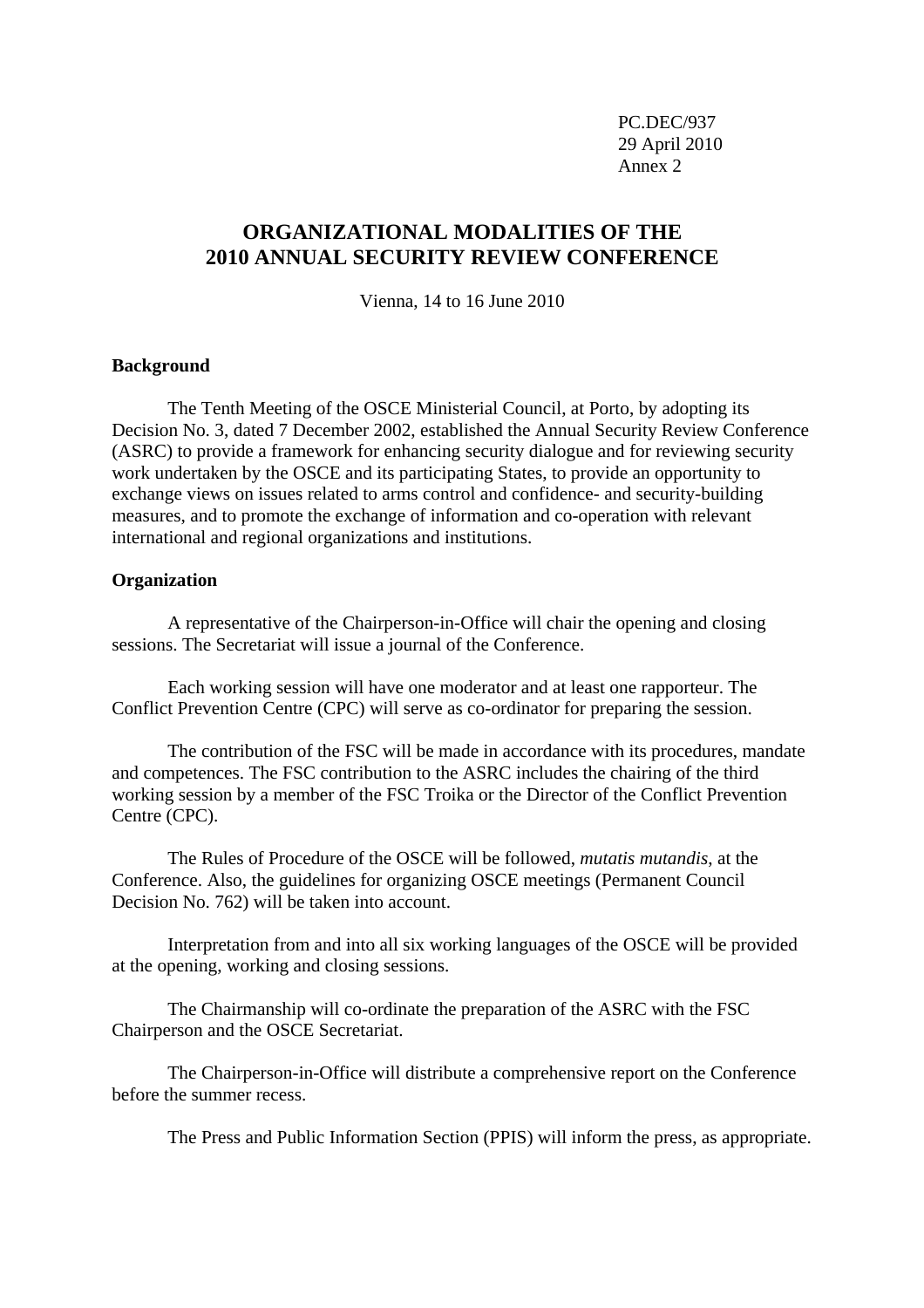PC.DEC/937
29 April 2010
Annex 2

# ORGANIZATIONAL MODALITIES OF THE 2010 ANNUAL SECURITY REVIEW CONFERENCE

Vienna, 14 to 16 June 2010

**Background**

The Tenth Meeting of the OSCE Ministerial Council, at Porto, by adopting its Decision No. 3, dated 7 December 2002, established the Annual Security Review Conference (ASRC) to provide a framework for enhancing security dialogue and for reviewing security work undertaken by the OSCE and its participating States, to provide an opportunity to exchange views on issues related to arms control and confidence- and security-building measures, and to promote the exchange of information and co-operation with relevant international and regional organizations and institutions.

**Organization**

A representative of the Chairperson-in-Office will chair the opening and closing sessions. The Secretariat will issue a journal of the Conference.

Each working session will have one moderator and at least one rapporteur. The Conflict Prevention Centre (CPC) will serve as co-ordinator for preparing the session.

The contribution of the FSC will be made in accordance with its procedures, mandate and competences. The FSC contribution to the ASRC includes the chairing of the third working session by a member of the FSC Troika or the Director of the Conflict Prevention Centre (CPC).

The Rules of Procedure of the OSCE will be followed, *mutatis mutandis*, at the Conference. Also, the guidelines for organizing OSCE meetings (Permanent Council Decision No. 762) will be taken into account.

Interpretation from and into all six working languages of the OSCE will be provided at the opening, working and closing sessions.

The Chairmanship will co-ordinate the preparation of the ASRC with the FSC Chairperson and the OSCE Secretariat.

The Chairperson-in-Office will distribute a comprehensive report on the Conference before the summer recess.

The Press and Public Information Section (PPIS) will inform the press, as appropriate.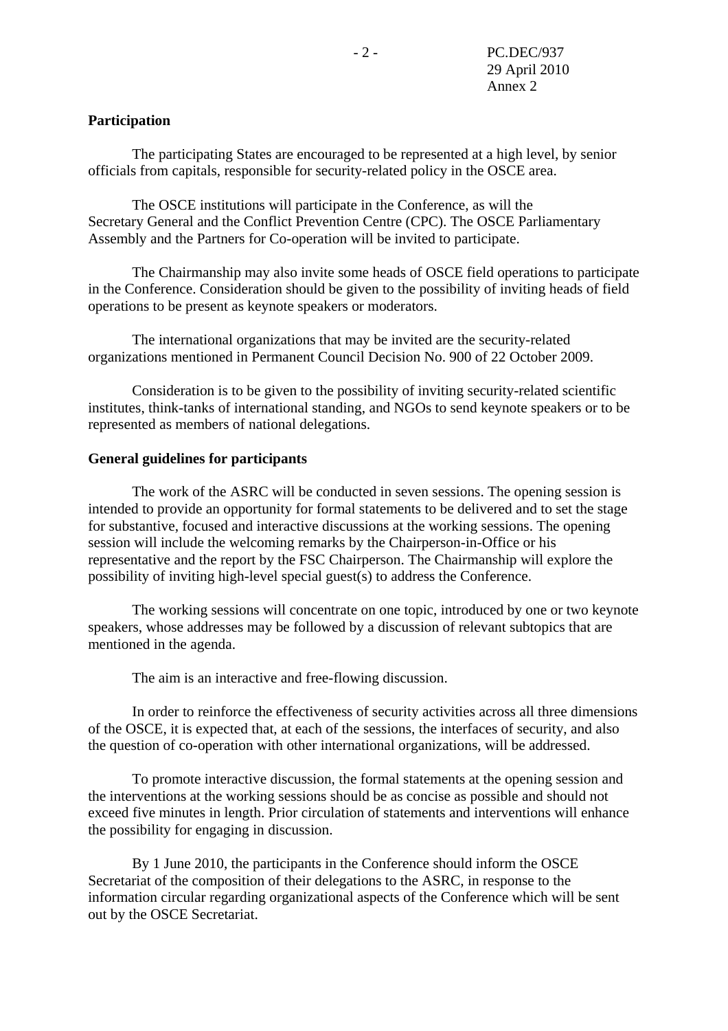**Participation**

The participating States are encouraged to be represented at a high level, by senior officials from capitals, responsible for security-related policy in the OSCE area.

The OSCE institutions will participate in the Conference, as will the Secretary General and the Conflict Prevention Centre (CPC). The OSCE Parliamentary Assembly and the Partners for Co-operation will be invited to participate.

The Chairmanship may also invite some heads of OSCE field operations to participate in the Conference. Consideration should be given to the possibility of inviting heads of field operations to be present as keynote speakers or moderators.

The international organizations that may be invited are the security-related organizations mentioned in Permanent Council Decision No. 900 of 22 October 2009.

Consideration is to be given to the possibility of inviting security-related scientific institutes, think-tanks of international standing, and NGOs to send keynote speakers or to be represented as members of national delegations.

**General guidelines for participants**

The work of the ASRC will be conducted in seven sessions. The opening session is intended to provide an opportunity for formal statements to be delivered and to set the stage for substantive, focused and interactive discussions at the working sessions. The opening session will include the welcoming remarks by the Chairperson-in-Office or his representative and the report by the FSC Chairperson. The Chairmanship will explore the possibility of inviting high-level special guest(s) to address the Conference.

The working sessions will concentrate on one topic, introduced by one or two keynote speakers, whose addresses may be followed by a discussion of relevant subtopics that are mentioned in the agenda.

The aim is an interactive and free-flowing discussion.

In order to reinforce the effectiveness of security activities across all three dimensions of the OSCE, it is expected that, at each of the sessions, the interfaces of security, and also the question of co-operation with other international organizations, will be addressed.

To promote interactive discussion, the formal statements at the opening session and the interventions at the working sessions should be as concise as possible and should not exceed five minutes in length. Prior circulation of statements and interventions will enhance the possibility for engaging in discussion.

By 1 June 2010, the participants in the Conference should inform the OSCE Secretariat of the composition of their delegations to the ASRC, in response to the information circular regarding organizational aspects of the Conference which will be sent out by the OSCE Secretariat.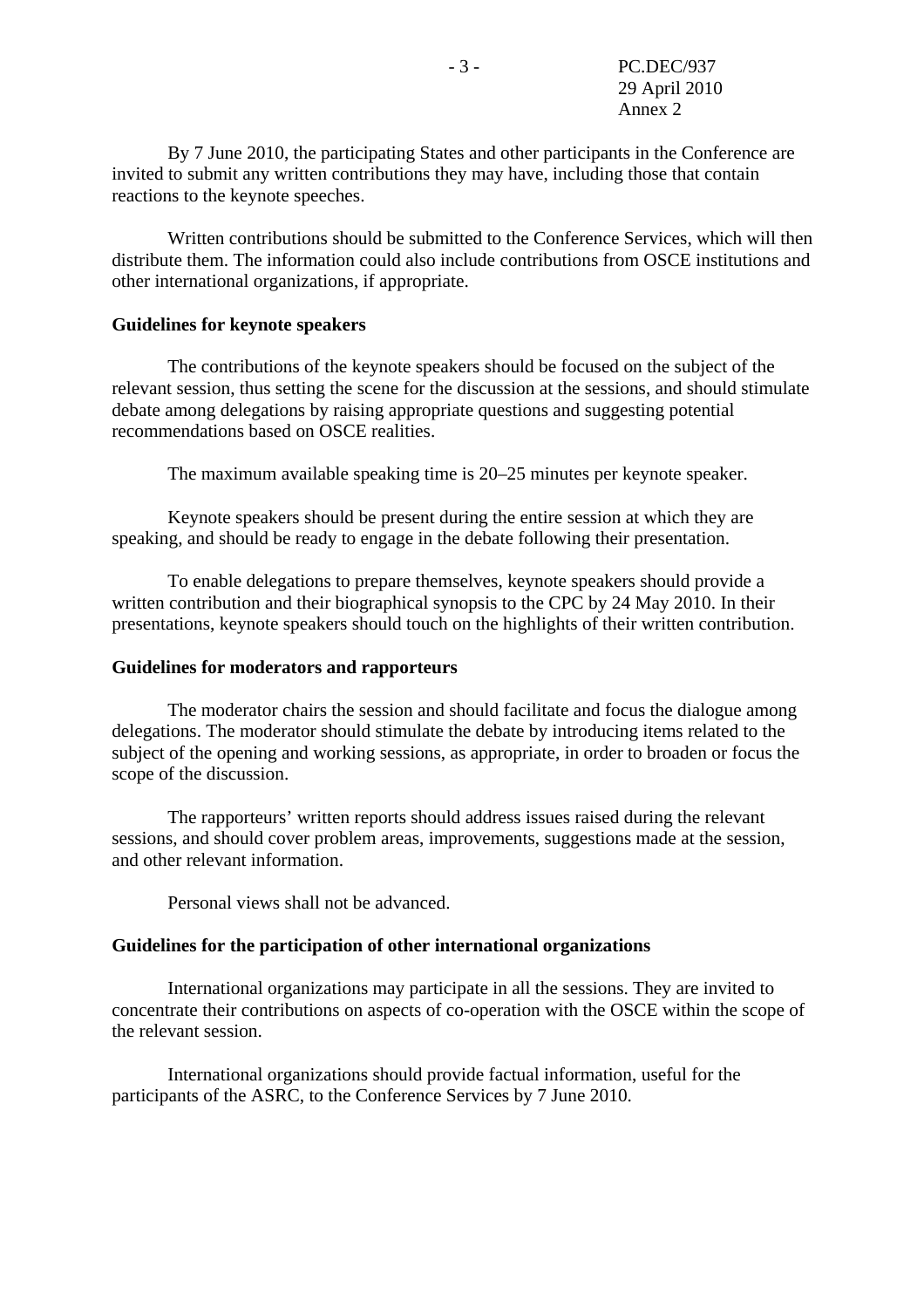By 7 June 2010, the participating States and other participants in the Conference are invited to submit any written contributions they may have, including those that contain reactions to the keynote speeches.

Written contributions should be submitted to the Conference Services, which will then distribute them. The information could also include contributions from OSCE institutions and other international organizations, if appropriate.

**Guidelines for keynote speakers**

The contributions of the keynote speakers should be focused on the subject of the relevant session, thus setting the scene for the discussion at the sessions, and should stimulate debate among delegations by raising appropriate questions and suggesting potential recommendations based on OSCE realities.

The maximum available speaking time is 20–25 minutes per keynote speaker.

Keynote speakers should be present during the entire session at which they are speaking, and should be ready to engage in the debate following their presentation.

To enable delegations to prepare themselves, keynote speakers should provide a written contribution and their biographical synopsis to the CPC by 24 May 2010. In their presentations, keynote speakers should touch on the highlights of their written contribution.

**Guidelines for moderators and rapporteurs**

The moderator chairs the session and should facilitate and focus the dialogue among delegations. The moderator should stimulate the debate by introducing items related to the subject of the opening and working sessions, as appropriate, in order to broaden or focus the scope of the discussion.

The rapporteurs' written reports should address issues raised during the relevant sessions, and should cover problem areas, improvements, suggestions made at the session, and other relevant information.

Personal views shall not be advanced.

**Guidelines for the participation of other international organizations**

International organizations may participate in all the sessions. They are invited to concentrate their contributions on aspects of co-operation with the OSCE within the scope of the relevant session.

International organizations should provide factual information, useful for the participants of the ASRC, to the Conference Services by 7 June 2010.